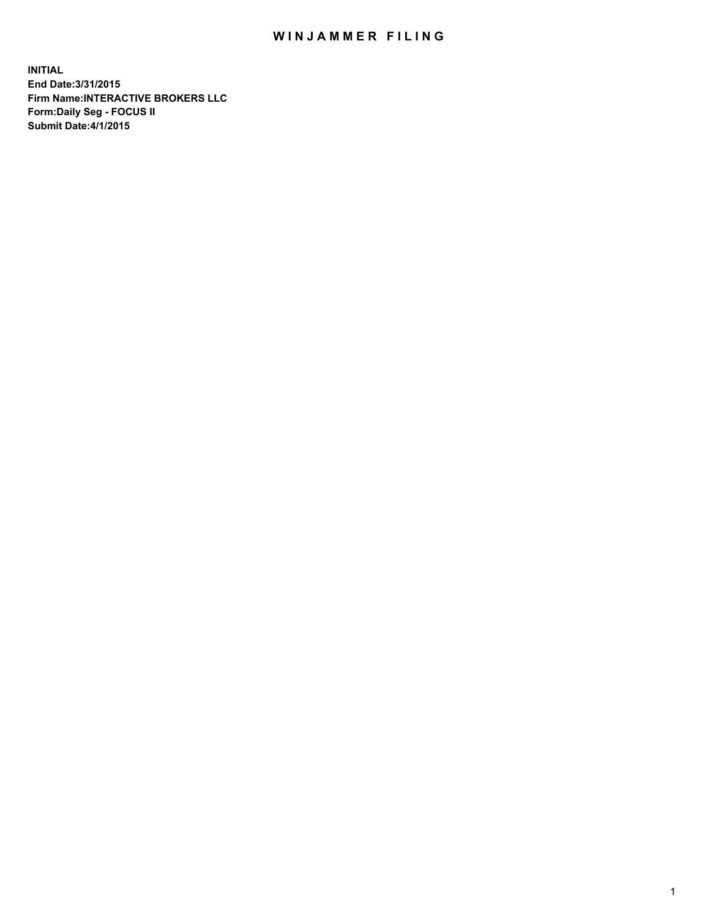# WINJAMMER FILING

**INITIAL**
**End Date:3/31/2015**
**Firm Name:INTERACTIVE BROKERS LLC**
**Form:Daily Seg - FOCUS II**
**Submit Date:4/1/2015**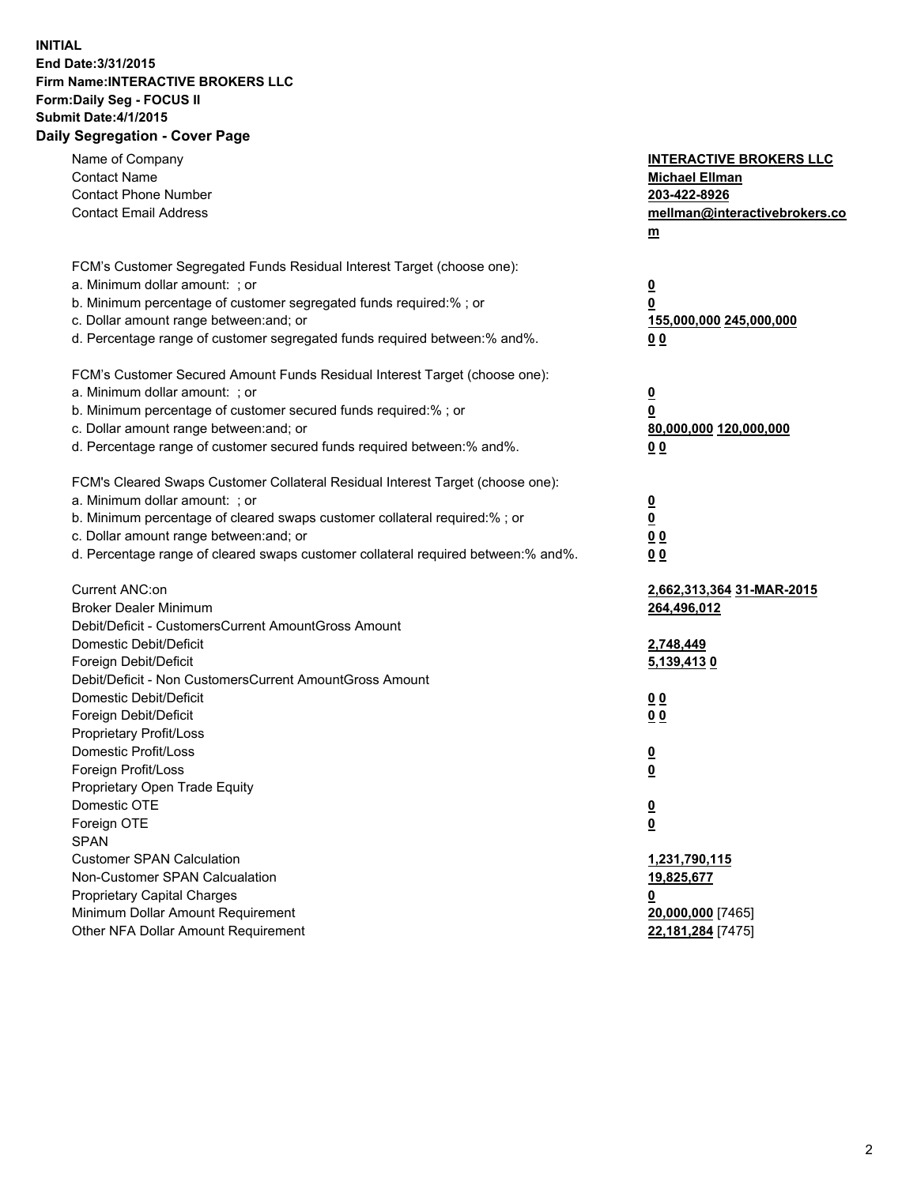**INITIAL**
**End Date:3/31/2015**
**Firm Name:INTERACTIVE BROKERS LLC**
**Form:Daily Seg - FOCUS II**
**Submit Date:4/1/2015**
**Daily Segregation - Cover Page**

| | |
|---|---|
| Name of Company | **INTERACTIVE BROKERS LLC** |
| Contact Name | **Michael Ellman** |
| Contact Phone Number | **203-422-8926** |
| Contact Email Address | **mellman@interactivebrokers.com** |
| | |
| FCM's Customer Segregated Funds Residual Interest Target (choose one): | |
| a. Minimum dollar amount: ; or | **0** |
| b. Minimum percentage of customer segregated funds required:% ; or | **0** |
| c. Dollar amount range between:and; or | **155,000,000 245,000,000** |
| d. Percentage range of customer segregated funds required between:% and%. | **0 0** |
| | |
| FCM's Customer Secured Amount Funds Residual Interest Target (choose one): | |
| a. Minimum dollar amount: ; or | **0** |
| b. Minimum percentage of customer secured funds required:% ; or | **0** |
| c. Dollar amount range between:and; or | **80,000,000 120,000,000** |
| d. Percentage range of customer secured funds required between:% and%. | **0 0** |
| | |
| FCM's Cleared Swaps Customer Collateral Residual Interest Target (choose one): | |
| a. Minimum dollar amount: ; or | **0** |
| b. Minimum percentage of cleared swaps customer collateral required:% ; or | **0** |
| c. Dollar amount range between:and; or | **0 0** |
| d. Percentage range of cleared swaps customer collateral required between:% and%. | **0 0** |
| | |
| Current ANC:on | **2,662,313,364 31-MAR-2015** |
| Broker Dealer Minimum | **264,496,012** |
| Debit/Deficit - CustomersCurrent AmountGross Amount | |
| Domestic Debit/Deficit | **2,748,449** |
| Foreign Debit/Deficit | **5,139,413 0** |
| Debit/Deficit - Non CustomersCurrent AmountGross Amount | |
| Domestic Debit/Deficit | **0 0** |
| Foreign Debit/Deficit | **0 0** |
| Proprietary Profit/Loss | |
| Domestic Profit/Loss | **0** |
| Foreign Profit/Loss | **0** |
| Proprietary Open Trade Equity | |
| Domestic OTE | **0** |
| Foreign OTE | **0** |
| SPAN | |
| Customer SPAN Calculation | **1,231,790,115** |
| Non-Customer SPAN Calcualation | **19,825,677** |
| Proprietary Capital Charges | **0** |
| Minimum Dollar Amount Requirement | **20,000,000** [7465] |
| Other NFA Dollar Amount Requirement | **22,181,284** [7475] |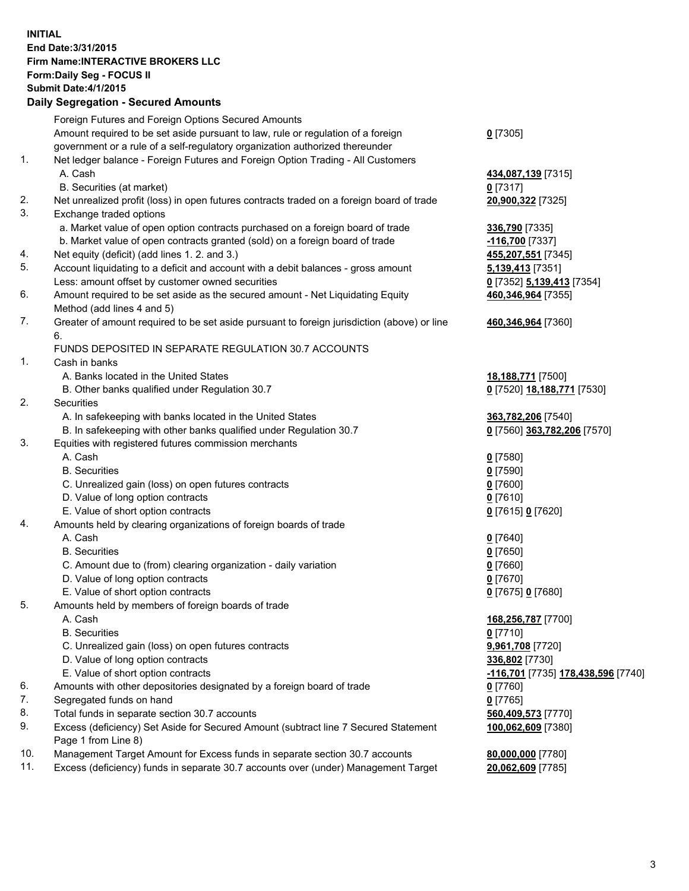**INITIAL**
**End Date:3/31/2015**
**Firm Name:INTERACTIVE BROKERS LLC**
**Form:Daily Seg - FOCUS II**
**Submit Date:4/1/2015**
**Daily Segregation - Secured Amounts**

| | | |
|---|---|---|
| | Foreign Futures and Foreign Options Secured Amounts | |
| | Amount required to be set aside pursuant to law, rule or regulation of a foreign government or a rule of a self-regulatory organization authorized thereunder | **0** [7305] |
| 1. | Net ledger balance - Foreign Futures and Foreign Option Trading - All Customers | |
| | A. Cash | **434,087,139** [7315] |
| | B. Securities (at market) | **0** [7317] |
| 2. | Net unrealized profit (loss) in open futures contracts traded on a foreign board of trade | **20,900,322** [7325] |
| 3. | Exchange traded options | |
| | a. Market value of open option contracts purchased on a foreign board of trade | **336,790** [7335] |
| | b. Market value of open contracts granted (sold) on a foreign board of trade | **-116,700** [7337] |
| 4. | Net equity (deficit) (add lines 1. 2. and 3.) | **455,207,551** [7345] |
| 5. | Account liquidating to a deficit and account with a debit balances - gross amount | **5,139,413** [7351] |
| | Less: amount offset by customer owned securities | **0** [7352] **5,139,413** [7354] |
| 6. | Amount required to be set aside as the secured amount - Net Liquidating Equity Method (add lines 4 and 5) | **460,346,964** [7355] |
| 7. | Greater of amount required to be set aside pursuant to foreign jurisdiction (above) or line 6. | **460,346,964** [7360] |
| | FUNDS DEPOSITED IN SEPARATE REGULATION 30.7 ACCOUNTS | |
| 1. | Cash in banks | |
| | A. Banks located in the United States | **18,188,771** [7500] |
| | B. Other banks qualified under Regulation 30.7 | **0** [7520] **18,188,771** [7530] |
| 2. | Securities | |
| | A. In safekeeping with banks located in the United States | **363,782,206** [7540] |
| | B. In safekeeping with other banks qualified under Regulation 30.7 | **0** [7560] **363,782,206** [7570] |
| 3. | Equities with registered futures commission merchants | |
| | A. Cash | **0** [7580] |
| | B. Securities | **0** [7590] |
| | C. Unrealized gain (loss) on open futures contracts | **0** [7600] |
| | D. Value of long option contracts | **0** [7610] |
| | E. Value of short option contracts | **0** [7615] **0** [7620] |
| 4. | Amounts held by clearing organizations of foreign boards of trade | |
| | A. Cash | **0** [7640] |
| | B. Securities | **0** [7650] |
| | C. Amount due to (from) clearing organization - daily variation | **0** [7660] |
| | D. Value of long option contracts | **0** [7670] |
| | E. Value of short option contracts | **0** [7675] **0** [7680] |
| 5. | Amounts held by members of foreign boards of trade | |
| | A. Cash | **168,256,787** [7700] |
| | B. Securities | **0** [7710] |
| | C. Unrealized gain (loss) on open futures contracts | **9,961,708** [7720] |
| | D. Value of long option contracts | **336,802** [7730] |
| | E. Value of short option contracts | **-116,701** [7735] **178,438,596** [7740] |
| 6. | Amounts with other depositories designated by a foreign board of trade | **0** [7760] |
| 7. | Segregated funds on hand | **0** [7765] |
| 8. | Total funds in separate section 30.7 accounts | **560,409,573** [7770] |
| 9. | Excess (deficiency) Set Aside for Secured Amount (subtract line 7 Secured Statement Page 1 from Line 8) | **100,062,609** [7380] |
| 10. | Management Target Amount for Excess funds in separate section 30.7 accounts | **80,000,000** [7780] |
| 11. | Excess (deficiency) funds in separate 30.7 accounts over (under) Management Target | **20,062,609** [7785] |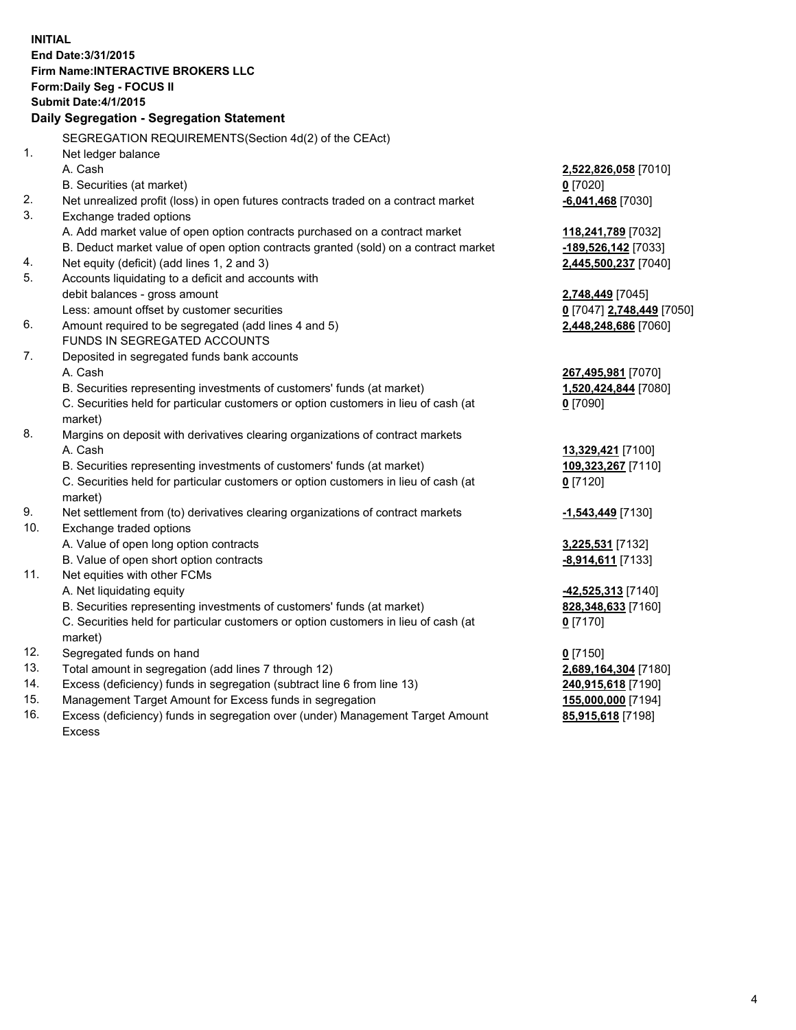**INITIAL**
**End Date:3/31/2015**
**Firm Name:INTERACTIVE BROKERS LLC**
**Form:Daily Seg - FOCUS II**
**Submit Date:4/1/2015**

### Daily Segregation - Segregation Statement

SEGREGATION REQUIREMENTS(Section 4d(2) of the CEAct)

| | | |
|---|---|---|
| 1. | Net ledger balance | |
| | A. Cash | **2,522,826,058** [7010] |
| | B. Securities (at market) | **0** [7020] |
| 2. | Net unrealized profit (loss) in open futures contracts traded on a contract market | **-6,041,468** [7030] |
| 3. | Exchange traded options | |
| | A. Add market value of open option contracts purchased on a contract market | **118,241,789** [7032] |
| | B. Deduct market value of open option contracts granted (sold) on a contract market | **-189,526,142** [7033] |
| 4. | Net equity (deficit) (add lines 1, 2 and 3) | **2,445,500,237** [7040] |
| 5. | Accounts liquidating to a deficit and accounts with | |
| | debit balances - gross amount | **2,748,449** [7045] |
| | Less: amount offset by customer securities | **0** [7047] **2,748,449** [7050] |
| 6. | Amount required to be segregated (add lines 4 and 5) | **2,448,248,686** [7060] |
| | FUNDS IN SEGREGATED ACCOUNTS | |
| 7. | Deposited in segregated funds bank accounts | |
| | A. Cash | **267,495,981** [7070] |
| | B. Securities representing investments of customers' funds (at market) | **1,520,424,844** [7080] |
| | C. Securities held for particular customers or option customers in lieu of cash (at market) | **0** [7090] |
| 8. | Margins on deposit with derivatives clearing organizations of contract markets | |
| | A. Cash | **13,329,421** [7100] |
| | B. Securities representing investments of customers' funds (at market) | **109,323,267** [7110] |
| | C. Securities held for particular customers or option customers in lieu of cash (at market) | **0** [7120] |
| 9. | Net settlement from (to) derivatives clearing organizations of contract markets | **-1,543,449** [7130] |
| 10. | Exchange traded options | |
| | A. Value of open long option contracts | **3,225,531** [7132] |
| | B. Value of open short option contracts | **-8,914,611** [7133] |
| 11. | Net equities with other FCMs | |
| | A. Net liquidating equity | **-42,525,313** [7140] |
| | B. Securities representing investments of customers' funds (at market) | **828,348,633** [7160] |
| | C. Securities held for particular customers or option customers in lieu of cash (at market) | **0** [7170] |
| 12. | Segregated funds on hand | **0** [7150] |
| 13. | Total amount in segregation (add lines 7 through 12) | **2,689,164,304** [7180] |
| 14. | Excess (deficiency) funds in segregation (subtract line 6 from line 13) | **240,915,618** [7190] |
| 15. | Management Target Amount for Excess funds in segregation | **155,000,000** [7194] |
| 16. | Excess (deficiency) funds in segregation over (under) Management Target Amount Excess | **85,915,618** [7198] |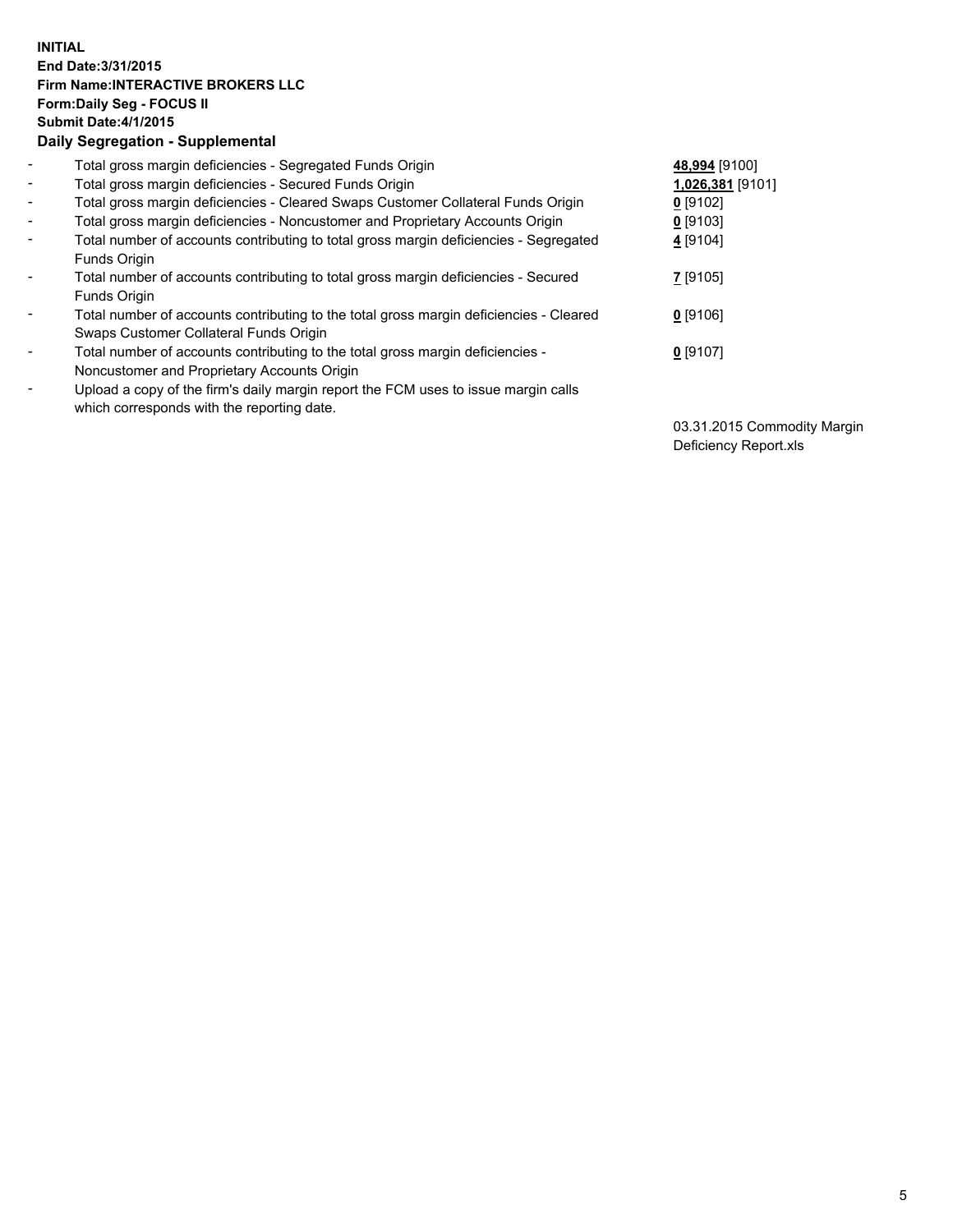**INITIAL**
**End Date:3/31/2015**
**Firm Name:INTERACTIVE BROKERS LLC**
**Form:Daily Seg - FOCUS II**
**Submit Date:4/1/2015**
**Daily Segregation - Supplemental**

| | | |
|---|---|---|
| - | Total gross margin deficiencies - Segregated Funds Origin | **48,994** [9100] |
| - | Total gross margin deficiencies - Secured Funds Origin | **1,026,381** [9101] |
| - | Total gross margin deficiencies - Cleared Swaps Customer Collateral Funds Origin | **0** [9102] |
| - | Total gross margin deficiencies - Noncustomer and Proprietary Accounts Origin | **0** [9103] |
| - | Total number of accounts contributing to total gross margin deficiencies - Segregated Funds Origin | **4** [9104] |
| - | Total number of accounts contributing to total gross margin deficiencies - Secured Funds Origin | **7** [9105] |
| - | Total number of accounts contributing to the total gross margin deficiencies - Cleared Swaps Customer Collateral Funds Origin | **0** [9106] |
| - | Total number of accounts contributing to the total gross margin deficiencies - Noncustomer and Proprietary Accounts Origin | **0** [9107] |
| - | Upload a copy of the firm's daily margin report the FCM uses to issue margin calls which corresponds with the reporting date. | 03.31.2015 Commodity Margin Deficiency Report.xls |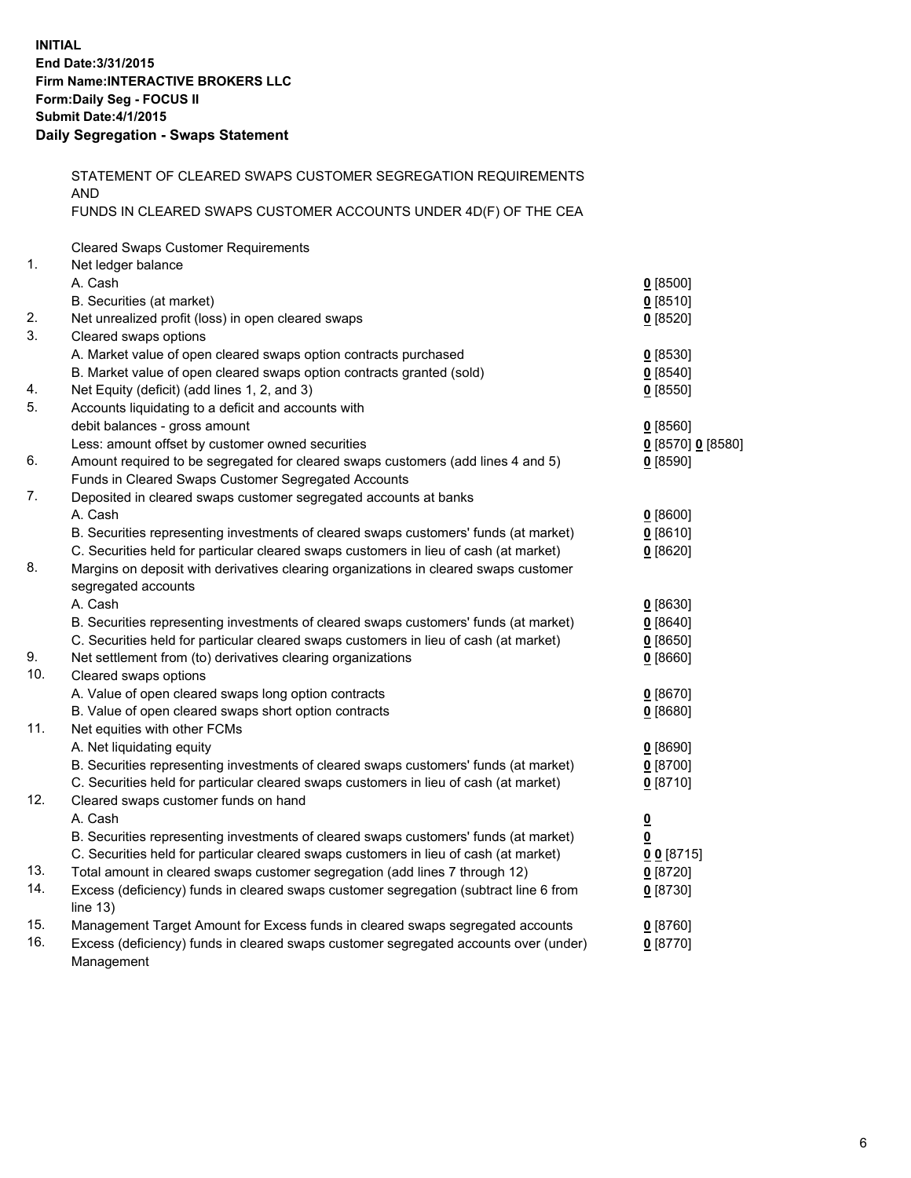**INITIAL**
**End Date:3/31/2015**
**Firm Name:INTERACTIVE BROKERS LLC**
**Form:Daily Seg - FOCUS II**
**Submit Date:4/1/2015**
**Daily Segregation - Swaps Statement**

STATEMENT OF CLEARED SWAPS CUSTOMER SEGREGATION REQUIREMENTS
AND
FUNDS IN CLEARED SWAPS CUSTOMER ACCOUNTS UNDER 4D(F) OF THE CEA

| | | |
|---|---|---|
| | Cleared Swaps Customer Requirements | |
| 1. | Net ledger balance | |
| | A. Cash | 0 [8500] |
| | B. Securities (at market) | 0 [8510] |
| 2. | Net unrealized profit (loss) in open cleared swaps | 0 [8520] |
| 3. | Cleared swaps options | |
| | A. Market value of open cleared swaps option contracts purchased | 0 [8530] |
| | B. Market value of open cleared swaps option contracts granted (sold) | 0 [8540] |
| 4. | Net Equity (deficit) (add lines 1, 2, and 3) | 0 [8550] |
| 5. | Accounts liquidating to a deficit and accounts with | |
| | debit balances - gross amount | 0 [8560] |
| | Less: amount offset by customer owned securities | 0 [8570] 0 [8580] |
| 6. | Amount required to be segregated for cleared swaps customers (add lines 4 and 5) | 0 [8590] |
| | Funds in Cleared Swaps Customer Segregated Accounts | |
| 7. | Deposited in cleared swaps customer segregated accounts at banks | |
| | A. Cash | 0 [8600] |
| | B. Securities representing investments of cleared swaps customers' funds (at market) | 0 [8610] |
| | C. Securities held for particular cleared swaps customers in lieu of cash (at market) | 0 [8620] |
| 8. | Margins on deposit with derivatives clearing organizations in cleared swaps customer segregated accounts | |
| | A. Cash | 0 [8630] |
| | B. Securities representing investments of cleared swaps customers' funds (at market) | 0 [8640] |
| | C. Securities held for particular cleared swaps customers in lieu of cash (at market) | 0 [8650] |
| 9. | Net settlement from (to) derivatives clearing organizations | 0 [8660] |
| 10. | Cleared swaps options | |
| | A. Value of open cleared swaps long option contracts | 0 [8670] |
| | B. Value of open cleared swaps short option contracts | 0 [8680] |
| 11. | Net equities with other FCMs | |
| | A. Net liquidating equity | 0 [8690] |
| | B. Securities representing investments of cleared swaps customers' funds (at market) | 0 [8700] |
| | C. Securities held for particular cleared swaps customers in lieu of cash (at market) | 0 [8710] |
| 12. | Cleared swaps customer funds on hand | |
| | A. Cash | 0 |
| | B. Securities representing investments of cleared swaps customers' funds (at market) | 0 |
| | C. Securities held for particular cleared swaps customers in lieu of cash (at market) | 0 0 [8715] |
| 13. | Total amount in cleared swaps customer segregation (add lines 7 through 12) | 0 [8720] |
| 14. | Excess (deficiency) funds in cleared swaps customer segregation (subtract line 6 from line 13) | 0 [8730] |
| 15. | Management Target Amount for Excess funds in cleared swaps segregated accounts | 0 [8760] |
| 16. | Excess (deficiency) funds in cleared swaps customer segregated accounts over (under) Management | 0 [8770] |